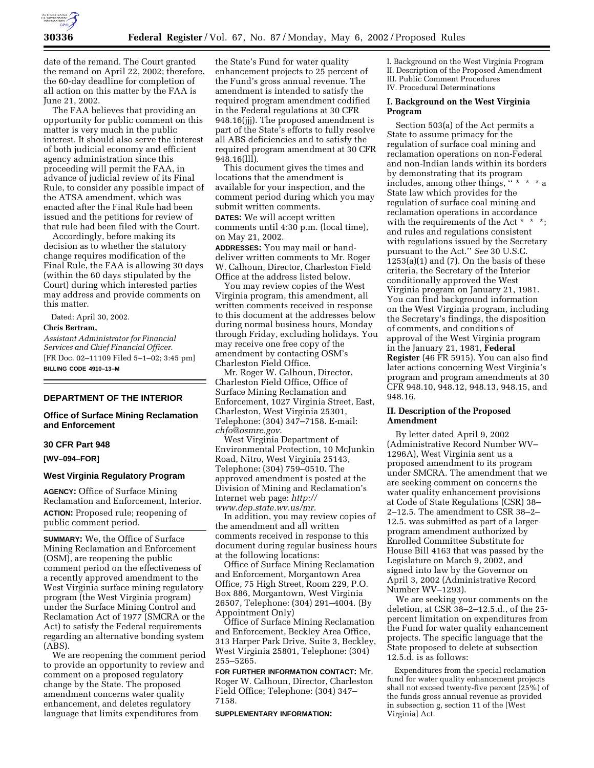date of the remand. The Court granted the remand on April 22, 2002; therefore, the 60-day deadline for completion of all action on this matter by the FAA is June 21, 2002.

The FAA believes that providing an opportunity for public comment on this matter is very much in the public interest. It should also serve the interest of both judicial economy and efficient agency administration since this proceeding will permit the FAA, in advance of judicial review of its Final Rule, to consider any possible impact of the ATSA amendment, which was enacted after the Final Rule had been issued and the petitions for review of that rule had been filed with the Court.

Accordingly, before making its decision as to whether the statutory change requires modification of the Final Rule, the FAA is allowing 30 days (within the 60 days stipulated by the Court) during which interested parties may address and provide comments on this matter.

Dated: April 30, 2002.

**Chris Bertram,**

*Assistant Administrator for Financial Services and Chief Financial Officer.*

[FR Doc. 02–11109 Filed 5–1–02; 3:45 pm]

**BILLING CODE 4910–13–M**

---

## DEPARTMENT OF THE INTERIOR

### Office of Surface Mining Reclamation and Enforcement

### 30 CFR Part 948

**[WV–094–FOR]**

### West Virginia Regulatory Program

**AGENCY:** Office of Surface Mining Reclamation and Enforcement, Interior.

**ACTION:** Proposed rule; reopening of public comment period.

**SUMMARY:** We, the Office of Surface Mining Reclamation and Enforcement (OSM), are reopening the public comment period on the effectiveness of a recently approved amendment to the West Virginia surface mining regulatory program (the West Virginia program) under the Surface Mining Control and Reclamation Act of 1977 (SMCRA or the Act) to satisfy the Federal requirements regarding an alternative bonding system (ABS).

We are reopening the comment period to provide an opportunity to review and comment on a proposed regulatory change by the State. The proposed amendment concerns water quality enhancement, and deletes regulatory language that limits expenditures from the State's Fund for water quality enhancement projects to 25 percent of the Fund's gross annual revenue. The amendment is intended to satisfy the required program amendment codified in the Federal regulations at 30 CFR 948.16(jjj). The proposed amendment is part of the State's efforts to fully resolve all ABS deficiencies and to satisfy the required program amendment at 30 CFR 948.16(lll).

This document gives the times and locations that the amendment is available for your inspection, and the comment period during which you may submit written comments.

**DATES:** We will accept written comments until 4:30 p.m. (local time), on May 21, 2002.

**ADDRESSES:** You may mail or hand-deliver written comments to Mr. Roger W. Calhoun, Director, Charleston Field Office at the address listed below.

You may review copies of the West Virginia program, this amendment, all written comments received in response to this document at the addresses below during normal business hours, Monday through Friday, excluding holidays. You may receive one free copy of the amendment by contacting OSM's Charleston Field Office.

Mr. Roger W. Calhoun, Director, Charleston Field Office, Office of Surface Mining Reclamation and Enforcement, 1027 Virginia Street, East, Charleston, West Virginia 25301, Telephone: (304) 347–7158. E-mail: *chfo@osmre.gov*.

West Virginia Department of Environmental Protection, 10 McJunkin Road, Nitro, West Virginia 25143, Telephone: (304) 759–0510. The approved amendment is posted at the Division of Mining and Reclamation's Internet web page: *http://www.dep.state.wv.us/mr*.

In addition, you may review copies of the amendment and all written comments received in response to this document during regular business hours at the following locations:

Office of Surface Mining Reclamation and Enforcement, Morgantown Area Office, 75 High Street, Room 229, P.O. Box 886, Morgantown, West Virginia 26507, Telephone: (304) 291–4004. (By Appointment Only)

Office of Surface Mining Reclamation and Enforcement, Beckley Area Office, 313 Harper Park Drive, Suite 3, Beckley, West Virginia 25801, Telephone: (304) 255–5265.

**FOR FURTHER INFORMATION CONTACT:** Mr. Roger W. Calhoun, Director, Charleston Field Office; Telephone: (304) 347–7158.

**SUPPLEMENTARY INFORMATION:**

I. Background on the West Virginia Program
II. Description of the Proposed Amendment
III. Public Comment Procedures
IV. Procedural Determinations

#### I. Background on the West Virginia Program

Section 503(a) of the Act permits a State to assume primacy for the regulation of surface coal mining and reclamation operations on non-Federal and non-Indian lands within its borders by demonstrating that its program includes, among other things, "* * * a State law which provides for the regulation of surface coal mining and reclamation operations in accordance with the requirements of the Act * * *; and rules and regulations consistent with regulations issued by the Secretary pursuant to the Act." *See* 30 U.S.C. 1253(a)(1) and (7). On the basis of these criteria, the Secretary of the Interior conditionally approved the West Virginia program on January 21, 1981. You can find background information on the West Virginia program, including the Secretary's findings, the disposition of comments, and conditions of approval of the West Virginia program in the January 21, 1981, **Federal Register** (46 FR 5915). You can also find later actions concerning West Virginia's program and program amendments at 30 CFR 948.10, 948.12, 948.13, 948.15, and 948.16.

#### II. Description of the Proposed Amendment

By letter dated April 9, 2002 (Administrative Record Number WV–1296A), West Virginia sent us a proposed amendment to its program under SMCRA. The amendment that we are seeking comment on concerns the water quality enhancement provisions at Code of State Regulations (CSR) 38–2–12.5. The amendment to CSR 38–2–12.5. was submitted as part of a larger program amendment authorized by Enrolled Committee Substitute for House Bill 4163 that was passed by the Legislature on March 9, 2002, and signed into law by the Governor on April 3, 2002 (Administrative Record Number WV–1293).

We are seeking your comments on the deletion, at CSR 38–2–12.5.d., of the 25-percent limitation on expenditures from the Fund for water quality enhancement projects. The specific language that the State proposed to delete at subsection 12.5.d. is as follows:

> Expenditures from the special reclamation fund for water quality enhancement projects shall not exceed twenty-five percent (25%) of the funds gross annual revenue as provided in subsection g, section 11 of the [West Virginia] Act.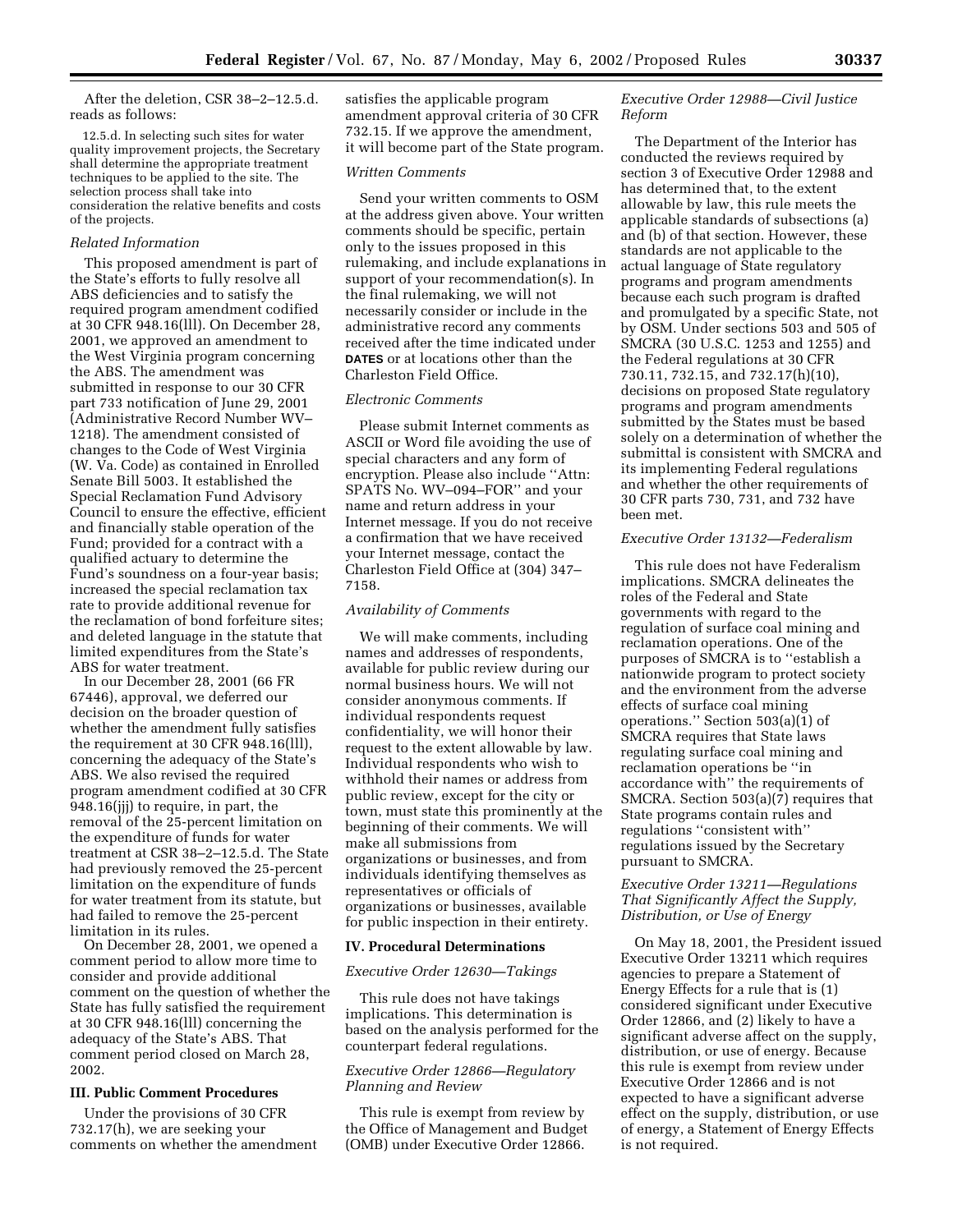After the deletion, CSR 38–2–12.5.d. reads as follows:

> 12.5.d. In selecting such sites for water quality improvement projects, the Secretary shall determine the appropriate treatment techniques to be applied to the site. The selection process shall take into consideration the relative benefits and costs of the projects.

*Related Information*

This proposed amendment is part of the State's efforts to fully resolve all ABS deficiencies and to satisfy the required program amendment codified at 30 CFR 948.16(lll). On December 28, 2001, we approved an amendment to the West Virginia program concerning the ABS. The amendment was submitted in response to our 30 CFR part 733 notification of June 29, 2001 (Administrative Record Number WV–1218). The amendment consisted of changes to the Code of West Virginia (W. Va. Code) as contained in Enrolled Senate Bill 5003. It established the Special Reclamation Fund Advisory Council to ensure the effective, efficient and financially stable operation of the Fund; provided for a contract with a qualified actuary to determine the Fund's soundness on a four-year basis; increased the special reclamation tax rate to provide additional revenue for the reclamation of bond forfeiture sites; and deleted language in the statute that limited expenditures from the State's ABS for water treatment.

In our December 28, 2001 (66 FR 67446), approval, we deferred our decision on the broader question of whether the amendment fully satisfies the requirement at 30 CFR 948.16(lll), concerning the adequacy of the State's ABS. We also revised the required program amendment codified at 30 CFR 948.16(jjj) to require, in part, the removal of the 25-percent limitation on the expenditure of funds for water treatment at CSR 38–2–12.5.d. The State had previously removed the 25-percent limitation on the expenditure of funds for water treatment from its statute, but had failed to remove the 25-percent limitation in its rules.

On December 28, 2001, we opened a comment period to allow more time to consider and provide additional comment on the question of whether the State has fully satisfied the requirement at 30 CFR 948.16(lll) concerning the adequacy of the State's ABS. That comment period closed on March 28, 2002.

## III. Public Comment Procedures

Under the provisions of 30 CFR 732.17(h), we are seeking your comments on whether the amendment satisfies the applicable program amendment approval criteria of 30 CFR 732.15. If we approve the amendment, it will become part of the State program.

*Written Comments*

Send your written comments to OSM at the address given above. Your written comments should be specific, pertain only to the issues proposed in this rulemaking, and include explanations in support of your recommendation(s). In the final rulemaking, we will not necessarily consider or include in the administrative record any comments received after the time indicated under **DATES** or at locations other than the Charleston Field Office.

*Electronic Comments*

Please submit Internet comments as ASCII or Word file avoiding the use of special characters and any form of encryption. Please also include ''Attn: SPATS No. WV–094–FOR'' and your name and return address in your Internet message. If you do not receive a confirmation that we have received your Internet message, contact the Charleston Field Office at (304) 347–7158.

*Availability of Comments*

We will make comments, including names and addresses of respondents, available for public review during our normal business hours. We will not consider anonymous comments. If individual respondents request confidentiality, we will honor their request to the extent allowable by law. Individual respondents who wish to withhold their names or address from public review, except for the city or town, must state this prominently at the beginning of their comments. We will make all submissions from organizations or businesses, and from individuals identifying themselves as representatives or officials of organizations or businesses, available for public inspection in their entirety.

## IV. Procedural Determinations

*Executive Order 12630—Takings*

This rule does not have takings implications. This determination is based on the analysis performed for the counterpart federal regulations.

*Executive Order 12866—Regulatory Planning and Review*

This rule is exempt from review by the Office of Management and Budget (OMB) under Executive Order 12866.

*Executive Order 12988—Civil Justice Reform*

The Department of the Interior has conducted the reviews required by section 3 of Executive Order 12988 and has determined that, to the extent allowable by law, this rule meets the applicable standards of subsections (a) and (b) of that section. However, these standards are not applicable to the actual language of State regulatory programs and program amendments because each such program is drafted and promulgated by a specific State, not by OSM. Under sections 503 and 505 of SMCRA (30 U.S.C. 1253 and 1255) and the Federal regulations at 30 CFR 730.11, 732.15, and 732.17(h)(10), decisions on proposed State regulatory programs and program amendments submitted by the States must be based solely on a determination of whether the submittal is consistent with SMCRA and its implementing Federal regulations and whether the other requirements of 30 CFR parts 730, 731, and 732 have been met.

*Executive Order 13132—Federalism*

This rule does not have Federalism implications. SMCRA delineates the roles of the Federal and State governments with regard to the regulation of surface coal mining and reclamation operations. One of the purposes of SMCRA is to ''establish a nationwide program to protect society and the environment from the adverse effects of surface coal mining operations.'' Section 503(a)(1) of SMCRA requires that State laws regulating surface coal mining and reclamation operations be ''in accordance with'' the requirements of SMCRA. Section 503(a)(7) requires that State programs contain rules and regulations ''consistent with'' regulations issued by the Secretary pursuant to SMCRA.

*Executive Order 13211—Regulations That Significantly Affect the Supply, Distribution, or Use of Energy*

On May 18, 2001, the President issued Executive Order 13211 which requires agencies to prepare a Statement of Energy Effects for a rule that is (1) considered significant under Executive Order 12866, and (2) likely to have a significant adverse affect on the supply, distribution, or use of energy. Because this rule is exempt from review under Executive Order 12866 and is not expected to have a significant adverse effect on the supply, distribution, or use of energy, a Statement of Energy Effects is not required.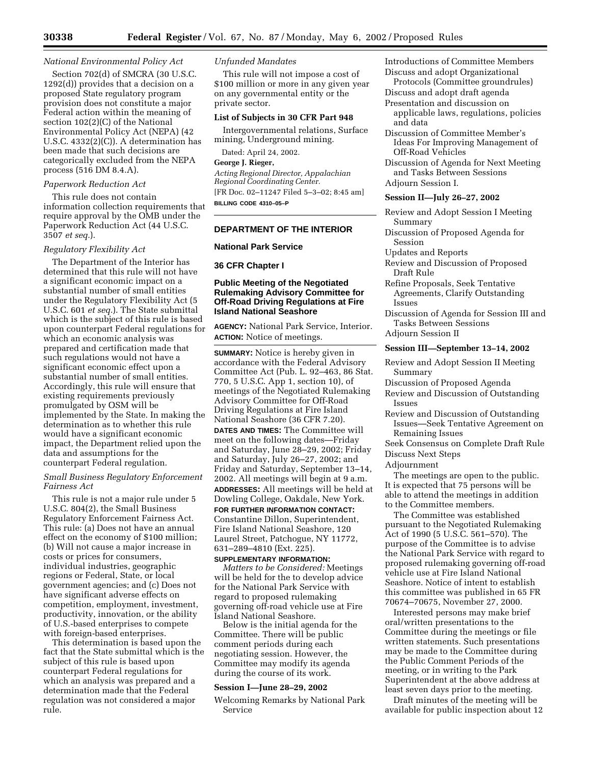### *National Environmental Policy Act*

Section 702(d) of SMCRA (30 U.S.C. 1292(d)) provides that a decision on a proposed State regulatory program provision does not constitute a major Federal action within the meaning of section 102(2)(C) of the National Environmental Policy Act (NEPA) (42 U.S.C. 4332(2)(C)). A determination has been made that such decisions are categorically excluded from the NEPA process (516 DM 8.4.A).

### *Paperwork Reduction Act*

This rule does not contain information collection requirements that require approval by the OMB under the Paperwork Reduction Act (44 U.S.C. 3507 *et seq.*).

### *Regulatory Flexibility Act*

The Department of the Interior has determined that this rule will not have a significant economic impact on a substantial number of small entities under the Regulatory Flexibility Act (5 U.S.C. 601 *et seq.*). The State submittal which is the subject of this rule is based upon counterpart Federal regulations for which an economic analysis was prepared and certification made that such regulations would not have a significant economic effect upon a substantial number of small entities. Accordingly, this rule will ensure that existing requirements previously promulgated by OSM will be implemented by the State. In making the determination as to whether this rule would have a significant economic impact, the Department relied upon the data and assumptions for the counterpart Federal regulation.

### *Small Business Regulatory Enforcement Fairness Act*

This rule is not a major rule under 5 U.S.C. 804(2), the Small Business Regulatory Enforcement Fairness Act. This rule: (a) Does not have an annual effect on the economy of $100 million; (b) Will not cause a major increase in costs or prices for consumers, individual industries, geographic regions or Federal, State, or local government agencies; and (c) Does not have significant adverse effects on competition, employment, investment, productivity, innovation, or the ability of U.S.-based enterprises to compete with foreign-based enterprises.

This determination is based upon the fact that the State submittal which is the subject of this rule is based upon counterpart Federal regulations for which an analysis was prepared and a determination made that the Federal regulation was not considered a major rule.

### *Unfunded Mandates*

This rule will not impose a cost of $100 million or more in any given year on any governmental entity or the private sector.

**List of Subjects in 30 CFR Part 948**

Intergovernmental relations, Surface mining, Underground mining.

Dated: April 24, 2002.

**George J. Rieger,**

*Acting Regional Director, Appalachian Regional Coordinating Center.*

[FR Doc. 02–11247 Filed 5–3–02; 8:45 am]

**BILLING CODE 4310–05–P**

## DEPARTMENT OF THE INTERIOR

## National Park Service

## 36 CFR Chapter I

## Public Meeting of the Negotiated Rulemaking Advisory Committee for Off-Road Driving Regulations at Fire Island National Seashore

**AGENCY:** National Park Service, Interior.

**ACTION:** Notice of meetings.

**SUMMARY:** Notice is hereby given in accordance with the Federal Advisory Committee Act (Pub. L. 92–463, 86 Stat. 770, 5 U.S.C. App 1, section 10), of meetings of the Negotiated Rulemaking Advisory Committee for Off-Road Driving Regulations at Fire Island National Seashore (36 CFR 7.20).

**DATES AND TIMES:** The Committee will meet on the following dates—Friday and Saturday, June 28–29, 2002; Friday and Saturday, July 26–27, 2002; and Friday and Saturday, September 13–14, 2002. All meetings will begin at 9 a.m.

**ADDRESSES:** All meetings will be held at Dowling College, Oakdale, New York.

**FOR FURTHER INFORMATION CONTACT:** Constantine Dillon, Superintendent, Fire Island National Seashore, 120 Laurel Street, Patchogue, NY 11772, 631–289–4810 (Ext. 225).

**SUPPLEMENTARY INFORMATION:**

*Matters to be Considered:* Meetings will be held for the to develop advice for the National Park Service with regard to proposed rulemaking governing off-road vehicle use at Fire Island National Seashore.

Below is the initial agenda for the Committee. There will be public comment periods during each negotiating session. However, the Committee may modify its agenda during the course of its work.

**Session I—June 28–29, 2002**

Welcoming Remarks by National Park Service
Introductions of Committee Members
Discuss and adopt Organizational Protocols (Committee groundrules)
Discuss and adopt draft agenda
Presentation and discussion on applicable laws, regulations, policies and data
Discussion of Committee Member's Ideas For Improving Management of Off-Road Vehicles
Discussion of Agenda for Next Meeting and Tasks Between Sessions
Adjourn Session I.

**Session II—July 26–27, 2002**

Review and Adopt Session I Meeting Summary
Discussion of Proposed Agenda for Session
Updates and Reports
Review and Discussion of Proposed Draft Rule
Refine Proposals, Seek Tentative Agreements, Clarify Outstanding Issues
Discussion of Agenda for Session III and Tasks Between Sessions
Adjourn Session II

**Session III—September 13–14, 2002**

Review and Adopt Session II Meeting Summary
Discussion of Proposed Agenda
Review and Discussion of Outstanding Issues
Review and Discussion of Outstanding Issues—Seek Tentative Agreement on Remaining Issues
Seek Consensus on Complete Draft Rule
Discuss Next Steps
Adjournment

The meetings are open to the public. It is expected that 75 persons will be able to attend the meetings in addition to the Committee members.

The Committee was established pursuant to the Negotiated Rulemaking Act of 1990 (5 U.S.C. 561–570). The purpose of the Committee is to advise the National Park Service with regard to proposed rulemaking governing off-road vehicle use at Fire Island National Seashore. Notice of intent to establish this committee was published in 65 FR 70674–70675, November 27, 2000.

Interested persons may make brief oral/written presentations to the Committee during the meetings or file written statements. Such presentations may be made to the Committee during the Public Comment Periods of the meeting, or in writing to the Park Superintendent at the above address at least seven days prior to the meeting.

Draft minutes of the meeting will be available for public inspection about 12